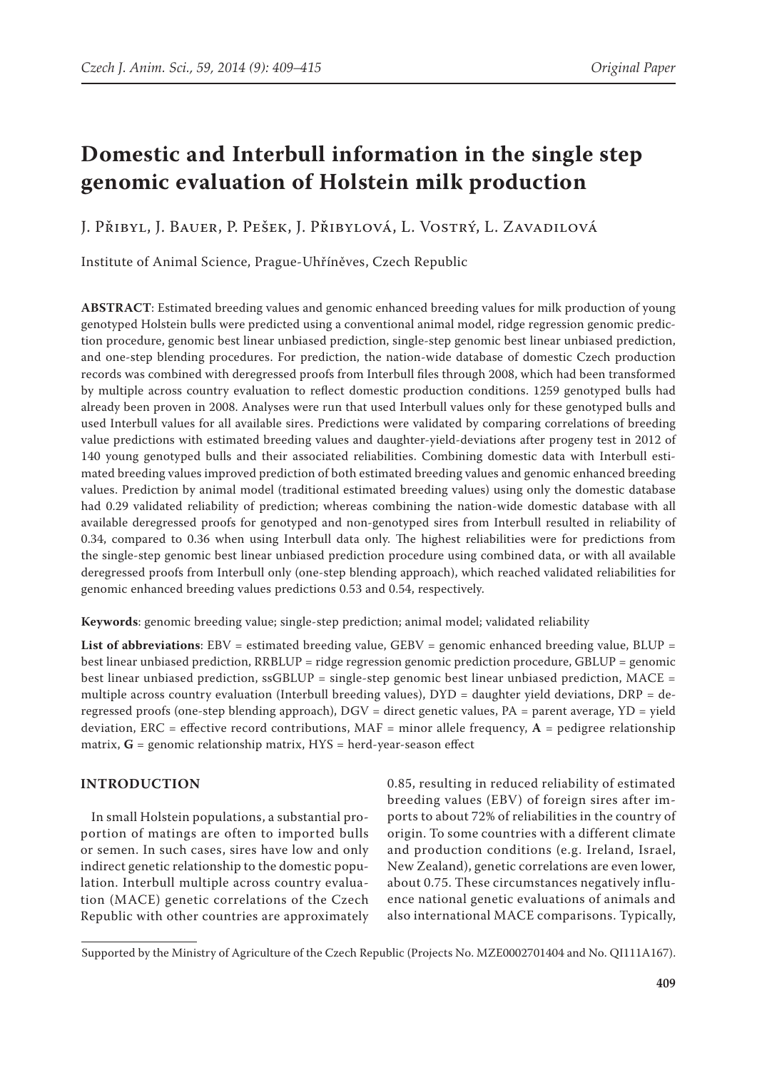# Domestic and Interbull information in the single step genomic evaluation of Holstein milk production

J. Přibyl, J. Bauer, P. Pešek, J. Přibylová, L. Vostrý, L. Zavadilová

Institute of Animal Science, Prague-Uhříněves, Czech Republic

**ABSTRACT**: Estimated breeding values and genomic enhanced breeding values for milk production of young genotyped Holstein bulls were predicted using a conventional animal model, ridge regression genomic prediction procedure, genomic best linear unbiased prediction, single-step genomic best linear unbiased prediction, and one-step blending procedures. For prediction, the nation-wide database of domestic Czech production records was combined with deregressed proofs from Interbull files through 2008, which had been transformed by multiple across country evaluation to reflect domestic production conditions. 1259 genotyped bulls had already been proven in 2008. Analyses were run that used Interbull values only for these genotyped bulls and used Interbull values for all available sires. Predictions were validated by comparing correlations of breeding value predictions with estimated breeding values and daughter-yield-deviations after progeny test in 2012 of 140 young genotyped bulls and their associated reliabilities. Combining domestic data with Interbull estimated breeding values improved prediction of both estimated breeding values and genomic enhanced breeding values. Prediction by animal model (traditional estimated breeding values) using only the domestic database had 0.29 validated reliability of prediction; whereas combining the nation-wide domestic database with all available deregressed proofs for genotyped and non-genotyped sires from Interbull resulted in reliability of 0.34, compared to 0.36 when using Interbull data only. The highest reliabilities were for predictions from the single-step genomic best linear unbiased prediction procedure using combined data, or with all available deregressed proofs from Interbull only (one-step blending approach), which reached validated reliabilities for genomic enhanced breeding values predictions 0.53 and 0.54, respectively.

**Keywords**: genomic breeding value; single-step prediction; animal model; validated reliability

**List of abbreviations**: EBV = estimated breeding value, GEBV = genomic enhanced breeding value, BLUP = best linear unbiased prediction, RRBLUP = ridge regression genomic prediction procedure, GBLUP = genomic best linear unbiased prediction, ssGBLUP = single-step genomic best linear unbiased prediction, MACE = multiple across country evaluation (Interbull breeding values), DYD = daughter yield deviations, DRP = deregressed proofs (one-step blending approach), DGV = direct genetic values, PA = parent average, YD = yield deviation, ERC = effective record contributions, MAF = minor allele frequency, **A** = pedigree relationship matrix, **G** = genomic relationship matrix, HYS = herd-year-season effect

## INTRODUCTION

In small Holstein populations, a substantial proportion of matings are often to imported bulls or semen. In such cases, sires have low and only indirect genetic relationship to the domestic population. Interbull multiple across country evaluation (MACE) genetic correlations of the Czech Republic with other countries are approximately 0.85, resulting in reduced reliability of estimated breeding values (EBV) of foreign sires after imports to about 72% of reliabilities in the country of origin. To some countries with a different climate and production conditions (e.g. Ireland, Israel, New Zealand), genetic correlations are even lower, about 0.75. These circumstances negatively influence national genetic evaluations of animals and also international MACE comparisons. Typically,

Supported by the Ministry of Agriculture of the Czech Republic (Projects No. MZE0002701404 and No. QI111A167).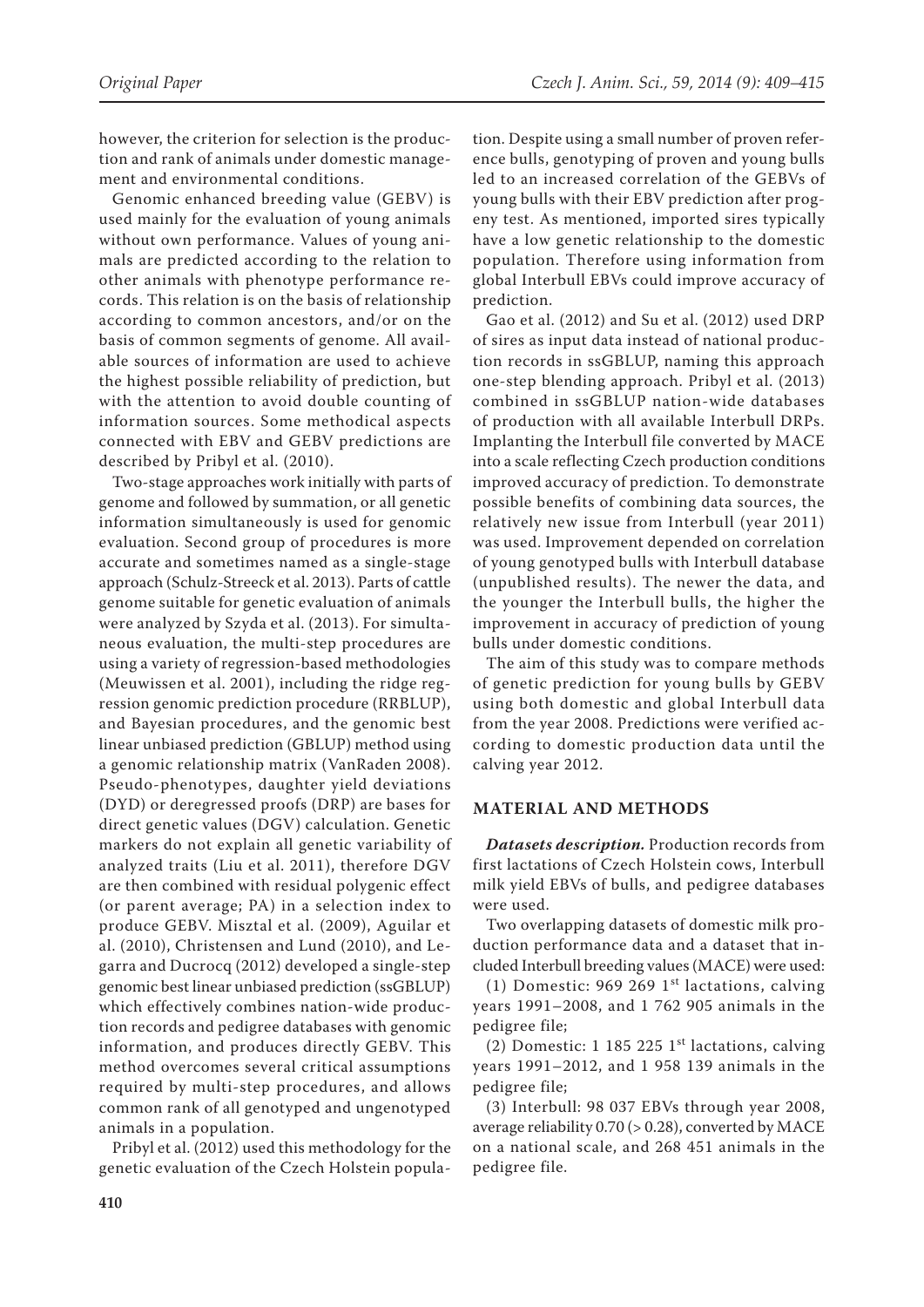however, the criterion for selection is the production and rank of animals under domestic management and environmental conditions.

Genomic enhanced breeding value (GEBV) is used mainly for the evaluation of young animals without own performance. Values of young animals are predicted according to the relation to other animals with phenotype performance records. This relation is on the basis of relationship according to common ancestors, and/or on the basis of common segments of genome. All available sources of information are used to achieve the highest possible reliability of prediction, but with the attention to avoid double counting of information sources. Some methodical aspects connected with EBV and GEBV predictions are described by Pribyl et al. (2010).

Two-stage approaches work initially with parts of genome and followed by summation, or all genetic information simultaneously is used for genomic evaluation. Second group of procedures is more accurate and sometimes named as a single-stage approach (Schulz-Streeck et al. 2013). Parts of cattle genome suitable for genetic evaluation of animals were analyzed by Szyda et al. (2013). For simultaneous evaluation, the multi-step procedures are using a variety of regression-based methodologies (Meuwissen et al. 2001), including the ridge regression genomic prediction procedure (RRBLUP), and Bayesian procedures, and the genomic best linear unbiased prediction (GBLUP) method using a genomic relationship matrix (VanRaden 2008). Pseudo-phenotypes, daughter yield deviations (DYD) or deregressed proofs (DRP) are bases for direct genetic values (DGV) calculation. Genetic markers do not explain all genetic variability of analyzed traits (Liu et al. 2011), therefore DGV are then combined with residual polygenic effect (or parent average; PA) in a selection index to produce GEBV. Misztal et al. (2009), Aguilar et al. (2010), Christensen and Lund (2010), and Legarra and Ducrocq (2012) developed a single-step genomic best linear unbiased prediction (ssGBLUP) which effectively combines nation-wide production records and pedigree databases with genomic information, and produces directly GEBV. This method overcomes several critical assumptions required by multi-step procedures, and allows common rank of all genotyped and ungenotyped animals in a population.

Pribyl et al. (2012) used this methodology for the genetic evaluation of the Czech Holstein population. Despite using a small number of proven reference bulls, genotyping of proven and young bulls led to an increased correlation of the GEBVs of young bulls with their EBV prediction after progeny test. As mentioned, imported sires typically have a low genetic relationship to the domestic population. Therefore using information from global Interbull EBVs could improve accuracy of prediction.

Gao et al. (2012) and Su et al. (2012) used DRP of sires as input data instead of national production records in ssGBLUP, naming this approach one-step blending approach. Pribyl et al. (2013) combined in ssGBLUP nation-wide databases of production with all available Interbull DRPs. Implanting the Interbull file converted by MACE into a scale reflecting Czech production conditions improved accuracy of prediction. To demonstrate possible benefits of combining data sources, the relatively new issue from Interbull (year 2011) was used. Improvement depended on correlation of young genotyped bulls with Interbull database (unpublished results). The newer the data, and the younger the Interbull bulls, the higher the improvement in accuracy of prediction of young bulls under domestic conditions.

The aim of this study was to compare methods of genetic prediction for young bulls by GEBV using both domestic and global Interbull data from the year 2008. Predictions were verified according to domestic production data until the calving year 2012.

## MATERIAL AND METHODS

***Datasets description.*** Production records from first lactations of Czech Holstein cows, Interbull milk yield EBVs of bulls, and pedigree databases were used.

Two overlapping datasets of domestic milk production performance data and a dataset that included Interbull breeding values (MACE) were used:

(1) Domestic: 969 269 1st lactations, calving years 1991–2008, and 1 762 905 animals in the pedigree file;

(2) Domestic: 1 185 225 1st lactations, calving years 1991–2012, and 1 958 139 animals in the pedigree file;

(3) Interbull: 98 037 EBVs through year 2008, average reliability 0.70 (> 0.28), converted by MACE on a national scale, and 268 451 animals in the pedigree file.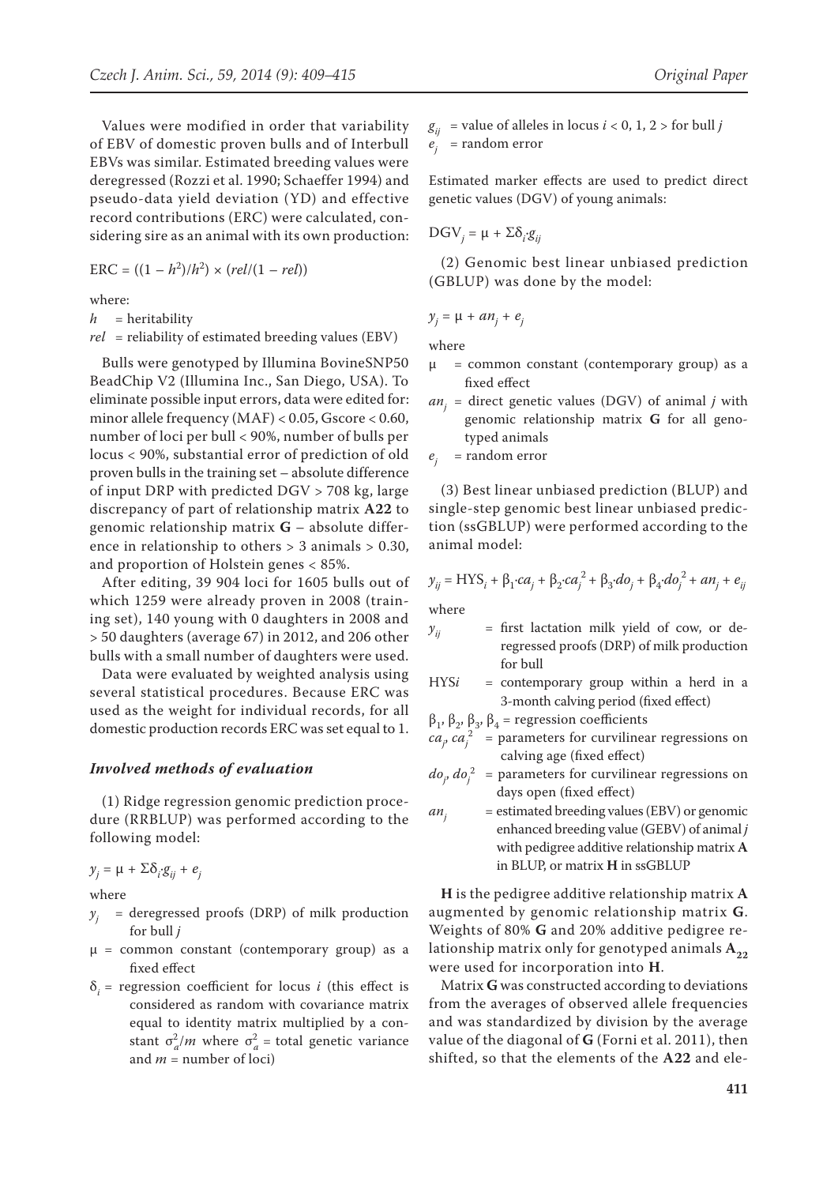Values were modified in order that variability of EBV of domestic proven bulls and of Interbull EBVs was similar. Estimated breeding values were deregressed (Rozzi et al. 1990; Schaeffer 1994) and pseudo-data yield deviation (YD) and effective record contributions (ERC) were calculated, considering sire as an animal with its own production:

$$ERC = ((1 - h^2)/h^2) \times (rel/(1 - rel))$$

where:

$h$ = heritability

$rel$ = reliability of estimated breeding values (EBV)

Bulls were genotyped by Illumina BovineSNP50 BeadChip V2 (Illumina Inc., San Diego, USA). To eliminate possible input errors, data were edited for: minor allele frequency (MAF) < 0.05, Gscore < 0.60, number of loci per bull < 90%, number of bulls per locus < 90%, substantial error of prediction of old proven bulls in the training set – absolute difference of input DRP with predicted DGV > 708 kg, large discrepancy of part of relationship matrix **A22** to genomic relationship matrix **G** – absolute difference in relationship to others > 3 animals > 0.30, and proportion of Holstein genes < 85%.

After editing, 39 904 loci for 1605 bulls out of which 1259 were already proven in 2008 (training set), 140 young with 0 daughters in 2008 and > 50 daughters (average 67) in 2012, and 206 other bulls with a small number of daughters were used.

Data were evaluated by weighted analysis using several statistical procedures. Because ERC was used as the weight for individual records, for all domestic production records ERC was set equal to 1.

### *Involved methods of evaluation*

(1) Ridge regression genomic prediction procedure (RRBLUP) was performed according to the following model:

$$y_j = \mu + \Sigma\delta_i{\cdot}g_{ij} + e_j$$

where

$y_j$ = deregressed proofs (DRP) of milk production for bull $j$

$\mu$ = common constant (contemporary group) as a fixed effect

$\delta_i$ = regression coefficient for locus $i$ (this effect is considered as random with covariance matrix equal to identity matrix multiplied by a constant $\sigma_a^2/m$ where $\sigma_a^2$ = total genetic variance and $m$ = number of loci)

$g_{ij}$ = value of alleles in locus $i$ < 0, 1, 2 > for bull $j$

$e_j$ = random error

Estimated marker effects are used to predict direct genetic values (DGV) of young animals:

$$DGV_j = \mu + \Sigma\delta_i{\cdot}g_{ij}$$

(2) Genomic best linear unbiased prediction (GBLUP) was done by the model:

$$y_j = \mu + an_j + e_j$$

where

$\mu$ = common constant (contemporary group) as a fixed effect

$an_j$ = direct genetic values (DGV) of animal $j$ with genomic relationship matrix **G** for all genotyped animals

$e_j$ = random error

(3) Best linear unbiased prediction (BLUP) and single-step genomic best linear unbiased prediction (ssGBLUP) were performed according to the animal model:

$$y_{ij} = HYS_i + \beta_1{\cdot}ca_j + \beta_2{\cdot}ca_j^2 + \beta_3{\cdot}do_j + \beta_4{\cdot}do_j^2 + an_j + e_{ij}$$

where

$y_{ij}$ = first lactation milk yield of cow, or deregressed proofs (DRP) of milk production for bull

$HYS_i$ = contemporary group within a herd in a 3-month calving period (fixed effect)

$\beta_1, \beta_2, \beta_3, \beta_4$ = regression coefficients

$ca_j, ca_j^2$ = parameters for curvilinear regressions on calving age (fixed effect)

$do_j, do_j^2$ = parameters for curvilinear regressions on days open (fixed effect)

$an_j$ = estimated breeding values (EBV) or genomic enhanced breeding value (GEBV) of animal $j$ with pedigree additive relationship matrix **A** in BLUP, or matrix **H** in ssGBLUP

**H** is the pedigree additive relationship matrix **A** augmented by genomic relationship matrix **G**. Weights of 80% **G** and 20% additive pedigree relationship matrix only for genotyped animals $\mathbf{A_{22}}$ were used for incorporation into **H**.

Matrix **G** was constructed according to deviations from the averages of observed allele frequencies and was standardized by division by the average value of the diagonal of **G** (Forni et al. 2011), then shifted, so that the elements of the **A22** and ele-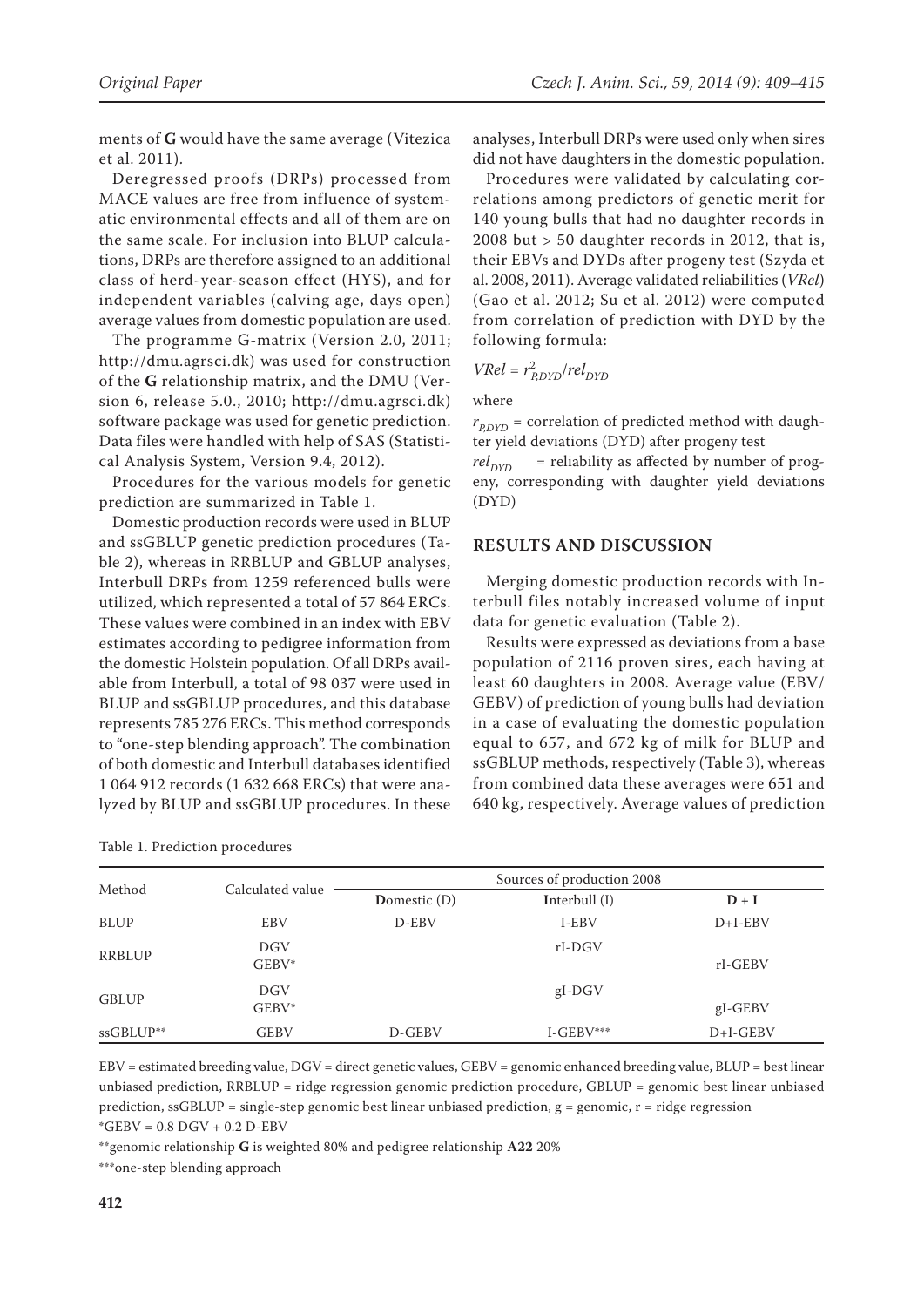ments of **G** would have the same average (Vitezica et al. 2011).

Deregressed proofs (DRPs) processed from MACE values are free from influence of systematic environmental effects and all of them are on the same scale. For inclusion into BLUP calculations, DRPs are therefore assigned to an additional class of herd-year-season effect (HYS), and for independent variables (calving age, days open) average values from domestic population are used.

The programme G-matrix (Version 2.0, 2011; http://dmu.agrsci.dk) was used for construction of the **G** relationship matrix, and the DMU (Version 6, release 5.0., 2010; http://dmu.agrsci.dk) software package was used for genetic prediction. Data files were handled with help of SAS (Statistical Analysis System, Version 9.4, 2012).

Procedures for the various models for genetic prediction are summarized in Table 1.

Domestic production records were used in BLUP and ssGBLUP genetic prediction procedures (Table 2), whereas in RRBLUP and GBLUP analyses, Interbull DRPs from 1259 referenced bulls were utilized, which represented a total of 57 864 ERCs. These values were combined in an index with EBV estimates according to pedigree information from the domestic Holstein population. Of all DRPs available from Interbull, a total of 98 037 were used in BLUP and ssGBLUP procedures, and this database represents 785 276 ERCs. This method corresponds to "one-step blending approach". The combination of both domestic and Interbull databases identified 1 064 912 records (1 632 668 ERCs) that were analyzed by BLUP and ssGBLUP procedures. In these analyses, Interbull DRPs were used only when sires did not have daughters in the domestic population.

Procedures were validated by calculating correlations among predictors of genetic merit for 140 young bulls that had no daughter records in 2008 but > 50 daughter records in 2012, that is, their EBVs and DYDs after progeny test (Szyda et al. 2008, 2011). Average validated reliabilities (*VRel*) (Gao et al. 2012; Su et al. 2012) were computed from correlation of prediction with DYD by the following formula:

$$VRel = r^2_{P,DYD}/rel_{DYD}$$

where

$r_{P,DYD}$ = correlation of predicted method with daughter yield deviations (DYD) after progeny test

$rel_{DYD}$ = reliability as affected by number of progeny, corresponding with daughter yield deviations (DYD)

## RESULTS AND DISCUSSION

Merging domestic production records with Interbull files notably increased volume of input data for genetic evaluation (Table 2).

Results were expressed as deviations from a base population of 2116 proven sires, each having at least 60 daughters in 2008. Average value (EBV/GEBV) of prediction of young bulls had deviation in a case of evaluating the domestic population equal to 657, and 672 kg of milk for BLUP and ssGBLUP methods, respectively (Table 3), whereas from combined data these averages were 651 and 640 kg, respectively. Average values of prediction

Table 1. Prediction procedures

| Method | Calculated value | Sources of production 2008 | | |
|---|---|---|---|---|
| | | **D**omestic (D) | **I**nterbull (I) | **D + I** |
| BLUP | EBV | D-EBV | I-EBV | D+I-EBV |
| RRBLUP | DGV | | rI-DGV | |
| | GEBV* | | | rI-GEBV |
| GBLUP | DGV | | gI-DGV | |
| | GEBV* | | | gI-GEBV |
| ssGBLUP** | GEBV | D-GEBV | I-GEBV*** | D+I-GEBV |

EBV = estimated breeding value, DGV = direct genetic values, GEBV = genomic enhanced breeding value, BLUP = best linear unbiased prediction, RRBLUP = ridge regression genomic prediction procedure, GBLUP = genomic best linear unbiased prediction, ssGBLUP = single-step genomic best linear unbiased prediction, g = genomic, r = ridge regression

*GEBV = 0.8 DGV + 0.2 D-EBV

**genomic relationship **G** is weighted 80% and pedigree relationship **A22** 20%

***one-step blending approach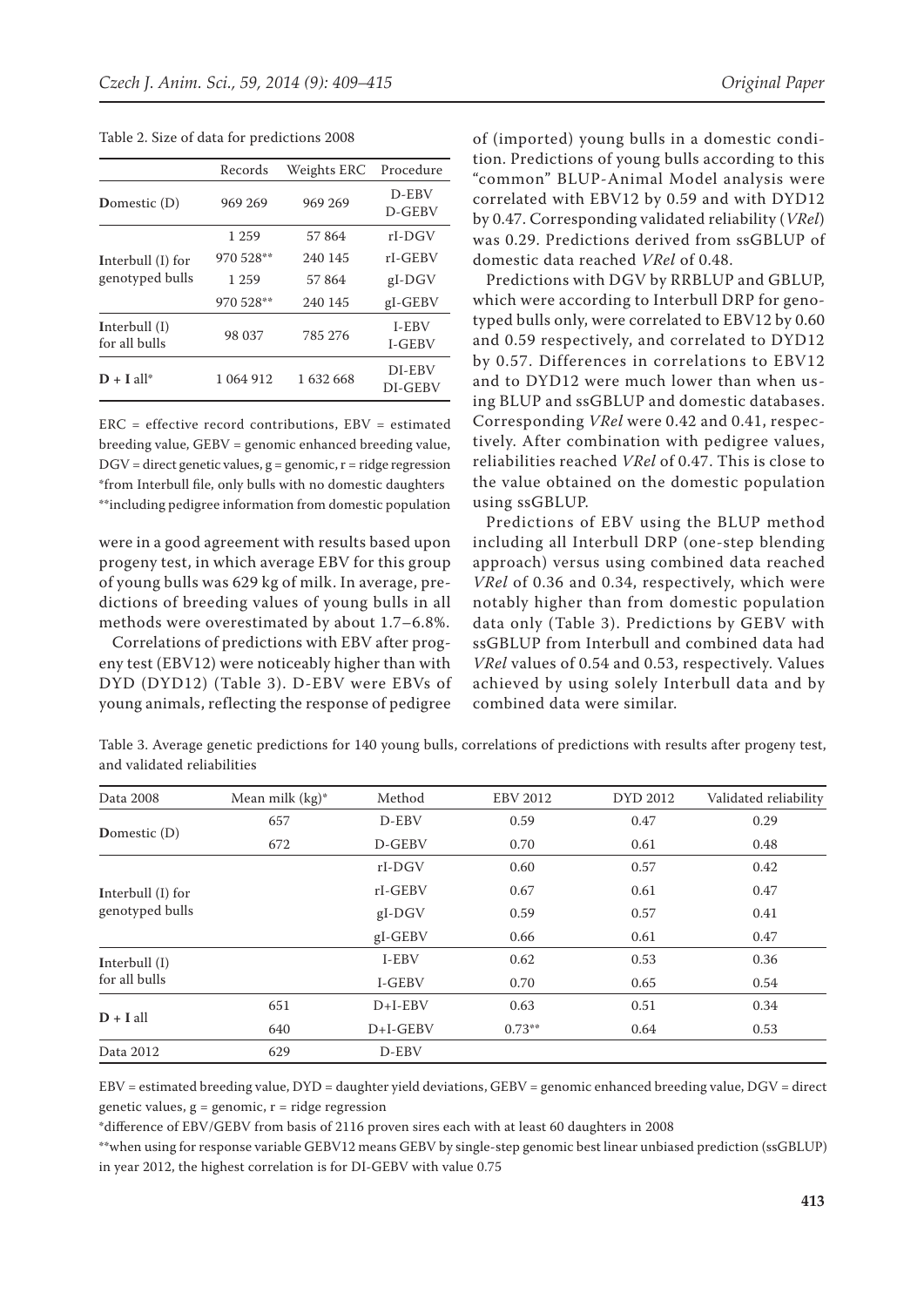Table 2. Size of data for predictions 2008

| | Records | Weights ERC | Procedure |
|---|---|---|---|
| **D**omestic (D) | 969 269 | 969 269 | D-EBV D-GEBV |
| **I**nterbull (I) for genotyped bulls | 1 259 | 57 864 | rI-DGV |
| | 970 528** | 240 145 | rI-GEBV |
| | 1 259 | 57 864 | gI-DGV |
| | 970 528** | 240 145 | gI-GEBV |
| **I**nterbull (I) for all bulls | 98 037 | 785 276 | I-EBV I-GEBV |
| **D + I** all* | 1 064 912 | 1 632 668 | DI-EBV DI-GEBV |

ERC = effective record contributions, EBV = estimated breeding value, GEBV = genomic enhanced breeding value, DGV = direct genetic values, g = genomic, r = ridge regression
*from Interbull file, only bulls with no domestic daughters
**including pedigree information from domestic population

were in a good agreement with results based upon progeny test, in which average EBV for this group of young bulls was 629 kg of milk. In average, predictions of breeding values of young bulls in all methods were overestimated by about 1.7–6.8%.

Correlations of predictions with EBV after progeny test (EBV12) were noticeably higher than with DYD (DYD12) (Table 3). D-EBV were EBVs of young animals, reflecting the response of pedigree of (imported) young bulls in a domestic condition. Predictions of young bulls according to this "common" BLUP-Animal Model analysis were correlated with EBV12 by 0.59 and with DYD12 by 0.47. Corresponding validated reliability (*VRel*) was 0.29. Predictions derived from ssGBLUP of domestic data reached *VRel* of 0.48.

Predictions with DGV by RRBLUP and GBLUP, which were according to Interbull DRP for genotyped bulls only, were correlated to EBV12 by 0.60 and 0.59 respectively, and correlated to DYD12 by 0.57. Differences in correlations to EBV12 and to DYD12 were much lower than when using BLUP and ssGBLUP and domestic databases. Corresponding *VRel* were 0.42 and 0.41, respectively. After combination with pedigree values, reliabilities reached *VRel* of 0.47. This is close to the value obtained on the domestic population using ssGBLUP.

Predictions of EBV using the BLUP method including all Interbull DRP (one-step blending approach) versus using combined data reached *VRel* of 0.36 and 0.34, respectively, which were notably higher than from domestic population data only (Table 3). Predictions by GEBV with ssGBLUP from Interbull and combined data had *VRel* values of 0.54 and 0.53, respectively. Values achieved by using solely Interbull data and by combined data were similar.

Table 3. Average genetic predictions for 140 young bulls, correlations of predictions with results after progeny test, and validated reliabilities

| Data 2008 | Mean milk (kg)* | Method | EBV 2012 | DYD 2012 | Validated reliability |
|---|---|---|---|---|---|
| **D**omestic (D) | 657 | D-EBV | 0.59 | 0.47 | 0.29 |
| | 672 | D-GEBV | 0.70 | 0.61 | 0.48 |
| **I**nterbull (I) for genotyped bulls | | rI-DGV | 0.60 | 0.57 | 0.42 |
| | | rI-GEBV | 0.67 | 0.61 | 0.47 |
| | | gI-DGV | 0.59 | 0.57 | 0.41 |
| | | gI-GEBV | 0.66 | 0.61 | 0.47 |
| **I**nterbull (I) for all bulls | | I-EBV | 0.62 | 0.53 | 0.36 |
| | | I-GEBV | 0.70 | 0.65 | 0.54 |
| **D + I** all | 651 | D+I-EBV | 0.63 | 0.51 | 0.34 |
| | 640 | D+I-GEBV | 0.73** | 0.64 | 0.53 |
| Data 2012 | 629 | D-EBV | | | |

EBV = estimated breeding value, DYD = daughter yield deviations, GEBV = genomic enhanced breeding value, DGV = direct genetic values, g = genomic, r = ridge regression
*difference of EBV/GEBV from basis of 2116 proven sires each with at least 60 daughters in 2008
**when using for response variable GEBV12 means GEBV by single-step genomic best linear unbiased prediction (ssGBLUP) in year 2012, the highest correlation is for DI-GEBV with value 0.75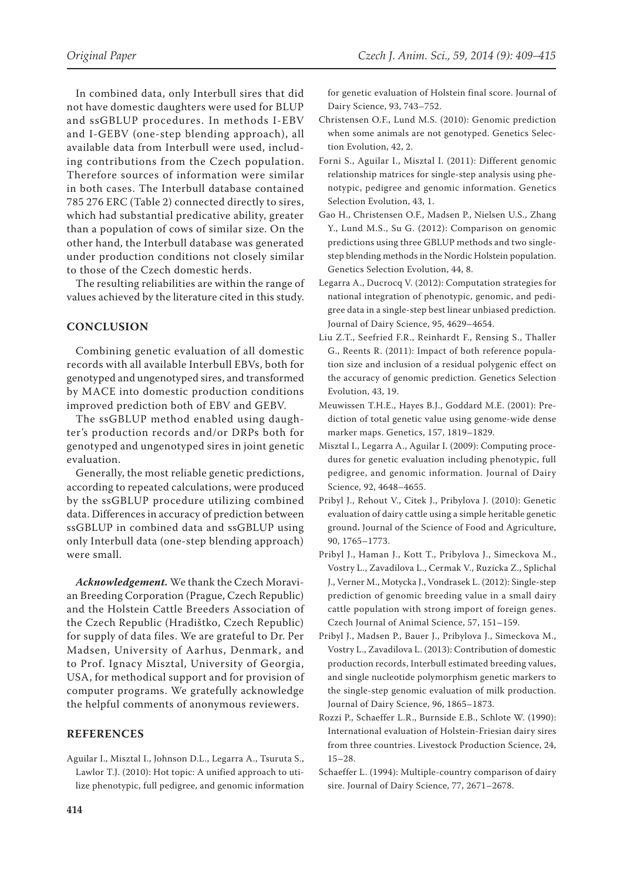In combined data, only Interbull sires that did not have domestic daughters were used for BLUP and ssGBLUP procedures. In methods I-EBV and I-GEBV (one-step blending approach), all available data from Interbull were used, including contributions from the Czech population. Therefore sources of information were similar in both cases. The Interbull database contained 785 276 ERC (Table 2) connected directly to sires, which had substantial predicative ability, greater than a population of cows of similar size. On the other hand, the Interbull database was generated under production conditions not closely similar to those of the Czech domestic herds.

The resulting reliabilities are within the range of values achieved by the literature cited in this study.

## CONCLUSION

Combining genetic evaluation of all domestic records with all available Interbull EBVs, both for genotyped and ungenotyped sires, and transformed by MACE into domestic production conditions improved prediction both of EBV and GEBV.

The ssGBLUP method enabled using daughter's production records and/or DRPs both for genotyped and ungenotyped sires in joint genetic evaluation.

Generally, the most reliable genetic predictions, according to repeated calculations, were produced by the ssGBLUP procedure utilizing combined data. Differences in accuracy of prediction between ssGBLUP in combined data and ssGBLUP using only Interbull data (one-step blending approach) were small.

***Acknowledgement.*** We thank the Czech Moravian Breeding Corporation (Prague, Czech Republic) and the Holstein Cattle Breeders Association of the Czech Republic (Hradištko, Czech Republic) for supply of data files. We are grateful to Dr. Per Madsen, University of Aarhus, Denmark, and to Prof. Ignacy Misztal, University of Georgia, USA, for methodical support and for provision of computer programs. We gratefully acknowledge the helpful comments of anonymous reviewers.

## REFERENCES

Aguilar I., Misztal I., Johnson D.L., Legarra A., Tsuruta S., Lawlor T.J. (2010): Hot topic: A unified approach to utilize phenotypic, full pedigree, and genomic information for genetic evaluation of Holstein final score. Journal of Dairy Science, 93, 743–752.

Christensen O.F., Lund M.S. (2010): Genomic prediction when some animals are not genotyped. Genetics Selection Evolution, 42, 2.

Forni S., Aguilar I., Misztal I. (2011): Different genomic relationship matrices for single-step analysis using phenotypic, pedigree and genomic information. Genetics Selection Evolution, 43, 1.

Gao H., Christensen O.F., Madsen P., Nielsen U.S., Zhang Y., Lund M.S., Su G. (2012): Comparison on genomic predictions using three GBLUP methods and two single-step blending methods in the Nordic Holstein population. Genetics Selection Evolution, 44, 8.

Legarra A., Ducrocq V. (2012): Computation strategies for national integration of phenotypic, genomic, and pedigree data in a single-step best linear unbiased prediction. Journal of Dairy Science, 95, 4629–4654.

Liu Z.T., Seefried F.R., Reinhardt F., Rensing S., Thaller G., Reents R. (2011): Impact of both reference population size and inclusion of a residual polygenic effect on the accuracy of genomic prediction. Genetics Selection Evolution, 43, 19.

Meuwissen T.H.E., Hayes B.J., Goddard M.E. (2001): Prediction of total genetic value using genome-wide dense marker maps. Genetics, 157, 1819–1829.

Misztal I., Legarra A., Aguilar I. (2009): Computing procedures for genetic evaluation including phenotypic, full pedigree, and genomic information. Journal of Dairy Science, 92, 4648–4655.

Pribyl J., Rehout V., Citek J., Pribylova J. (2010): Genetic evaluation of dairy cattle using a simple heritable genetic ground. Journal of the Science of Food and Agriculture, 90, 1765–1773.

Pribyl J., Haman J., Kott T., Pribylova J., Simeckova M., Vostry L., Zavadilova L., Cermak V., Ruzicka Z., Splichal J., Verner M., Motycka J., Vondrasek L. (2012): Single-step prediction of genomic breeding value in a small dairy cattle population with strong import of foreign genes. Czech Journal of Animal Science, 57, 151–159.

Pribyl J., Madsen P., Bauer J., Pribylova J., Simeckova M., Vostry L., Zavadilova L. (2013): Contribution of domestic production records, Interbull estimated breeding values, and single nucleotide polymorphism genetic markers to the single-step genomic evaluation of milk production. Journal of Dairy Science, 96, 1865–1873.

Rozzi P., Schaeffer L.R., Burnside E.B., Schlote W. (1990): International evaluation of Holstein-Friesian dairy sires from three countries. Livestock Production Science, 24, 15–28.

Schaeffer L. (1994): Multiple-country comparison of dairy sire. Journal of Dairy Science, 77, 2671–2678.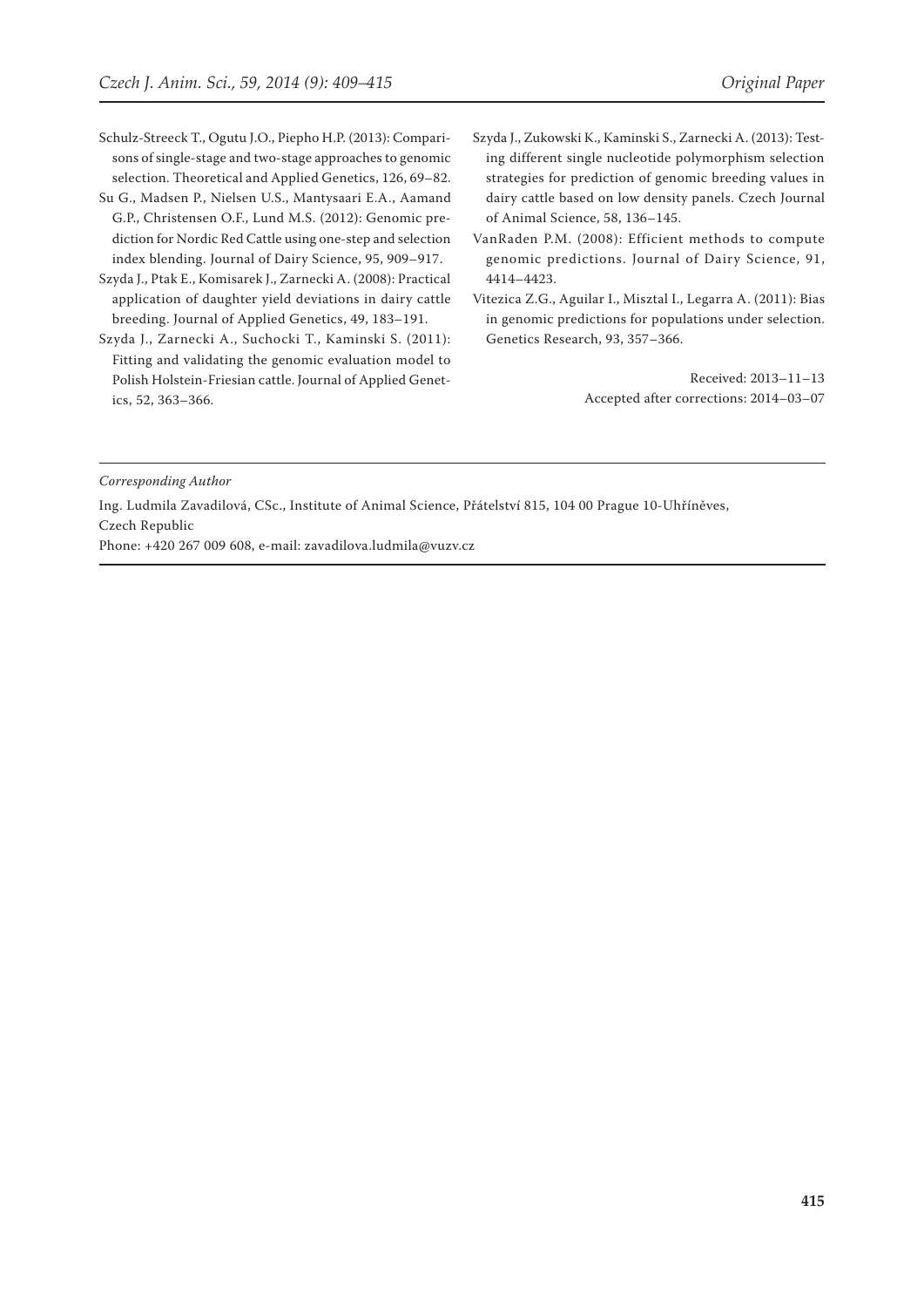Schulz-Streeck T., Ogutu J.O., Piepho H.P. (2013): Comparisons of single-stage and two-stage approaches to genomic selection. Theoretical and Applied Genetics, 126, 69–82.

Su G., Madsen P., Nielsen U.S., Mantysaari E.A., Aamand G.P., Christensen O.F., Lund M.S. (2012): Genomic prediction for Nordic Red Cattle using one-step and selection index blending. Journal of Dairy Science, 95, 909–917.

Szyda J., Ptak E., Komisarek J., Zarnecki A. (2008): Practical application of daughter yield deviations in dairy cattle breeding. Journal of Applied Genetics, 49, 183–191.

Szyda J., Zarnecki A., Suchocki T., Kaminski S. (2011): Fitting and validating the genomic evaluation model to Polish Holstein-Friesian cattle. Journal of Applied Genetics, 52, 363–366.

Szyda J., Zukowski K., Kaminski S., Zarnecki A. (2013): Testing different single nucleotide polymorphism selection strategies for prediction of genomic breeding values in dairy cattle based on low density panels. Czech Journal of Animal Science, 58, 136–145.

VanRaden P.M. (2008): Efficient methods to compute genomic predictions. Journal of Dairy Science, 91, 4414–4423.

Vitezica Z.G., Aguilar I., Misztal I., Legarra A. (2011): Bias in genomic predictions for populations under selection. Genetics Research, 93, 357–366.

Received: 2013–11–13
Accepted after corrections: 2014–03–07

*Corresponding Author*

Ing. Ludmila Zavadilová, CSc., Institute of Animal Science, Přátelství 815, 104 00 Prague 10-Uhříněves, Czech Republic
Phone: +420 267 009 608, e-mail: zavadilova.ludmila@vuzv.cz